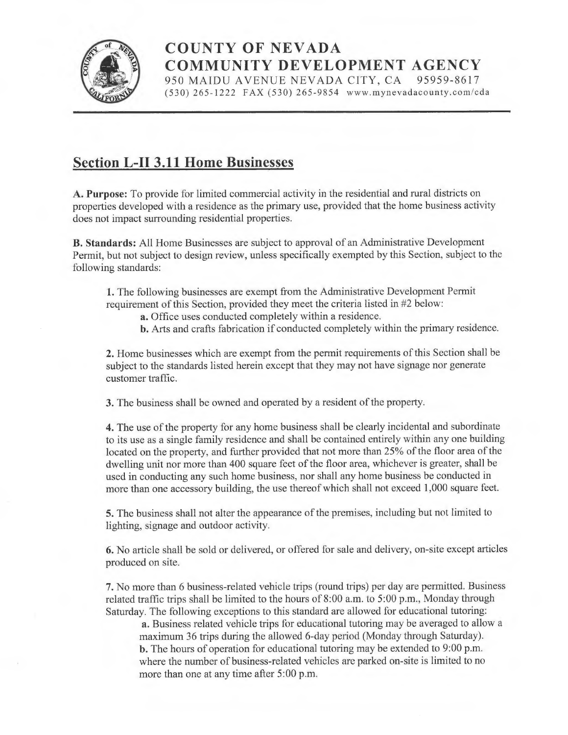# COUNTY OF NEVADA
## COMMUNITY DEVELOPMENT AGENCY

950 MAIDU AVENUE NEVADA CITY, CA 95959-8617
(530) 265-1222 FAX (530) 265-9854 www.mynevadacounty.com/cda

## Section L-II 3.11 Home Businesses

**A. Purpose:** To provide for limited commercial activity in the residential and rural districts on properties developed with a residence as the primary use, provided that the home business activity does not impact surrounding residential properties.

**B. Standards:** All Home Businesses are subject to approval of an Administrative Development Permit, but not subject to design review, unless specifically exempted by this Section, subject to the following standards:

**1.** The following businesses are exempt from the Administrative Development Permit requirement of this Section, provided they meet the criteria listed in #2 below:

> **a.** Office uses conducted completely within a residence.
>
> **b.** Arts and crafts fabrication if conducted completely within the primary residence.

**2.** Home businesses which are exempt from the permit requirements of this Section shall be subject to the standards listed herein except that they may not have signage nor generate customer traffic.

**3.** The business shall be owned and operated by a resident of the property.

**4.** The use of the property for any home business shall be clearly incidental and subordinate to its use as a single family residence and shall be contained entirely within any one building located on the property, and further provided that not more than 25% of the floor area of the dwelling unit nor more than 400 square feet of the floor area, whichever is greater, shall be used in conducting any such home business, nor shall any home business be conducted in more than one accessory building, the use thereof which shall not exceed 1,000 square feet.

**5.** The business shall not alter the appearance of the premises, including but not limited to lighting, signage and outdoor activity.

**6.** No article shall be sold or delivered, or offered for sale and delivery, on-site except articles produced on site.

**7.** No more than 6 business-related vehicle trips (round trips) per day are permitted. Business related traffic trips shall be limited to the hours of 8:00 a.m. to 5:00 p.m., Monday through Saturday. The following exceptions to this standard are allowed for educational tutoring:

> **a.** Business related vehicle trips for educational tutoring may be averaged to allow a maximum 36 trips during the allowed 6-day period (Monday through Saturday).
>
> **b.** The hours of operation for educational tutoring may be extended to 9:00 p.m. where the number of business-related vehicles are parked on-site is limited to no more than one at any time after 5:00 p.m.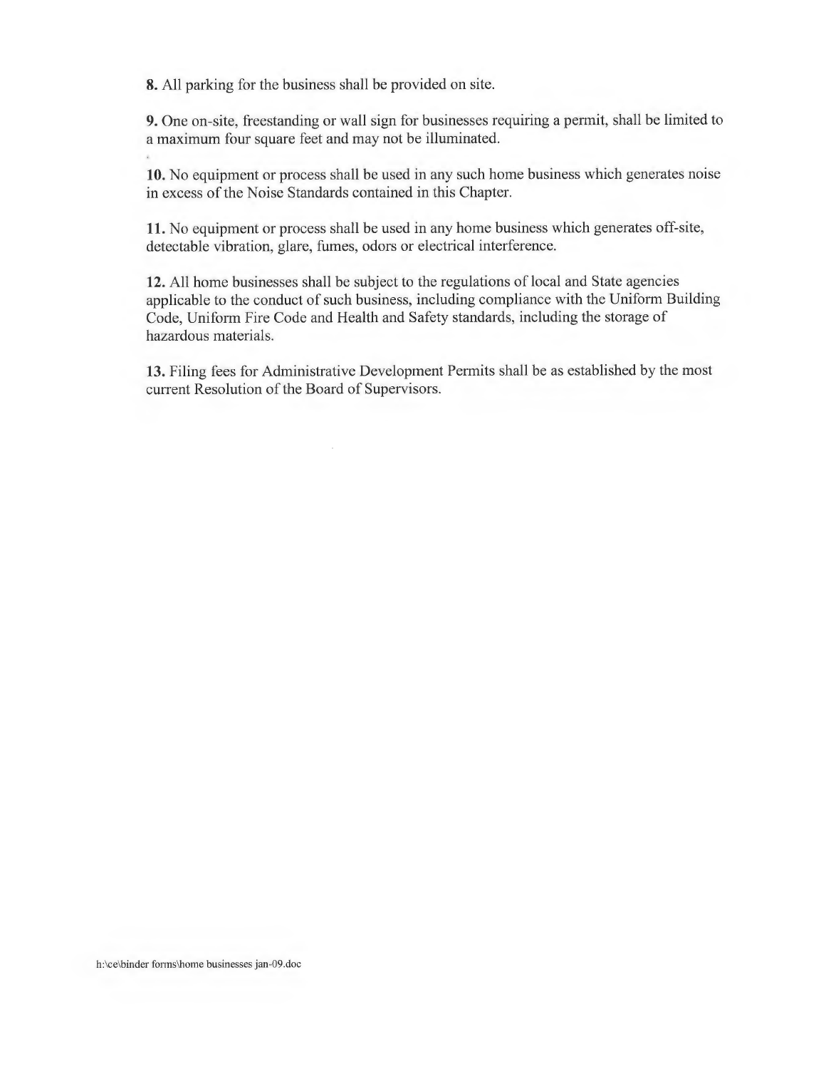**8.** All parking for the business shall be provided on site.

**9.** One on-site, freestanding or wall sign for businesses requiring a permit, shall be limited to a maximum four square feet and may not be illuminated.

**10.** No equipment or process shall be used in any such home business which generates noise in excess of the Noise Standards contained in this Chapter.

**11.** No equipment or process shall be used in any home business which generates off-site, detectable vibration, glare, fumes, odors or electrical interference.

**12.** All home businesses shall be subject to the regulations of local and State agencies applicable to the conduct of such business, including compliance with the Uniform Building Code, Uniform Fire Code and Health and Safety standards, including the storage of hazardous materials.

**13.** Filing fees for Administrative Development Permits shall be as established by the most current Resolution of the Board of Supervisors.

h:\ce\binder forms\home businesses jan-09.doc